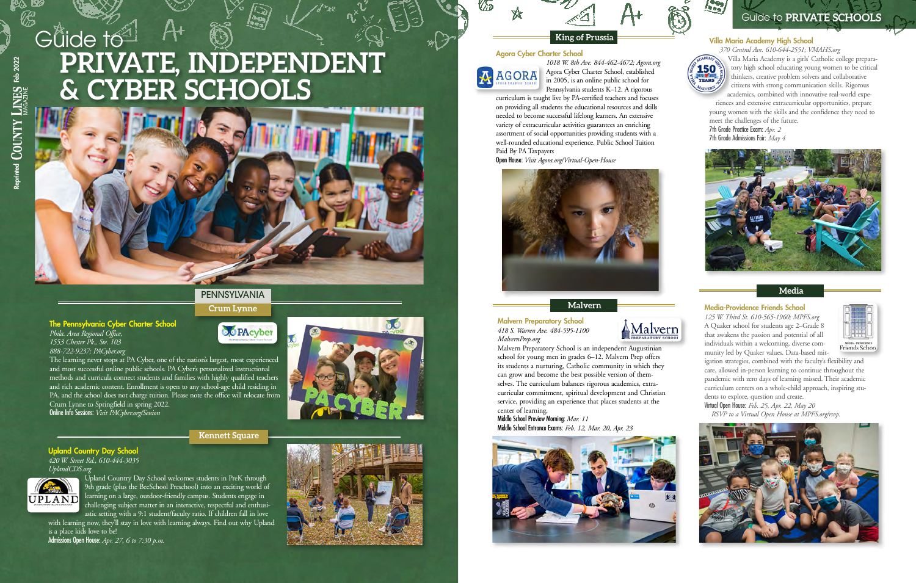# Guide to PRIVATE, INDEPENDENT & CYBER SCHOOLS

Reprinted COUNTY LINES MAGAZINE Feb 2022

## PENNSYLVANIA

### Crum Lynne

**The Pennsylvania Cyber Charter School**
*Phila. Area Regional Office, 1553 Chester Pk., Ste. 103*
*888-722-9237; PACyber.org*

The learning never stops at PA Cyber, one of the nation's largest, most experienced and most successful online public schools. PA Cyber's personalized instructional methods and curricula connect students and families with highly qualified teachers and rich academic content. Enrollment is open to any school-age child residing in PA, and the school does not charge tuition. Please note the office will relocate from Crum Lynne to Springfield in spring 2022.

**Online Info Sessions:** *Visit PACyber.org/Session*

### Kennett Square

**Upland Country Day School**
*420 W. Street Rd., 610-444-3035*
*UplandCDS.org*

Upland Country Day School welcomes students in PreK through 9th grade (plus the BeeSchool Preschool) into an exciting world of learning on a large, outdoor-friendly campus. Students engage in challenging subject matter in an interactive, respectful and enthusiastic setting with a 9:1 student/faculty ratio. If children fall in love with learning now, they'll stay in love with learning always. Find out why Upland is a place kids love to be!

**Admissions Open House:** *Apr. 27, 6 to 7:30 p.m.*

### King of Prussia

**Agora Cyber Charter School**
*1018 W. 8th Ave. 844-462-4672; Agora.org*

Agora Cyber Charter School, established in 2005, is an online public school for Pennsylvania students K–12. A rigorous curriculum is taught live by PA-certified teachers and focuses on providing all students the educational resources and skills needed to become successful lifelong learners. An extensive variety of extracurricular activities guarantees an enriching assortment of social opportunities providing students with a well-rounded educational experience. Public School Tuition Paid By PA Taxpayers

**Open House:** *Visit Agora.org/Virtual-Open-House*

### Malvern

**Malvern Preparatory School**
*418 S. Warren Ave. 484-595-1100*
*MalvernPrep.org*

Malvern Preparatory School is an independent Augustinian school for young men in grades 6–12. Malvern Prep offers its students a nurturing, Catholic community in which they can grow and become the best possible version of themselves. The curriculum balances rigorous academics, extracurricular commitment, spiritual development and Christian service, providing an experience that places students at the center of learning.

**Middle School Preview Morning:** *Mar. 11*
**Middle School Entrance Exams:** *Feb. 12, Mar. 20, Apr. 23*

## Guide to PRIVATE SCHOOLS

**Villa Maria Academy High School**
*370 Central Ave. 610-644-2551; VMAHS.org*

Villa Maria Academy is a girls' Catholic college preparatory high school educating young women to be critical thinkers, creative problem solvers and collaborative citizens with strong communication skills. Rigorous academics, combined with innovative real-world experiences and extensive extracurricular opportunities, prepare young women with the skills and the confidence they need to meet the challenges of the future.

**7th Grade Practice Exam:** *Apr. 2*
**7th Grade Admissions Fair:** *May 4*

### Media

**Media-Providence Friends School**
*125 W. Third St. 610-565-1960; MPFS.org*

A Quaker school for students age 2–Grade 8 that awakens the passion and potential of all individuals within a welcoming, diverse community led by Quaker values. Data-based mitigation strategies, combined with the faculty's flexibility and care, allowed in-person learning to continue throughout the pandemic with zero days of learning missed. Their academic curriculum centers on a whole-child approach, inspiring students to explore, question and create.

**Virtual Open House:** *Feb. 25, Apr. 22, May 20*
*RSVP to a Virtual Open House at MPFS.org/rsvp.*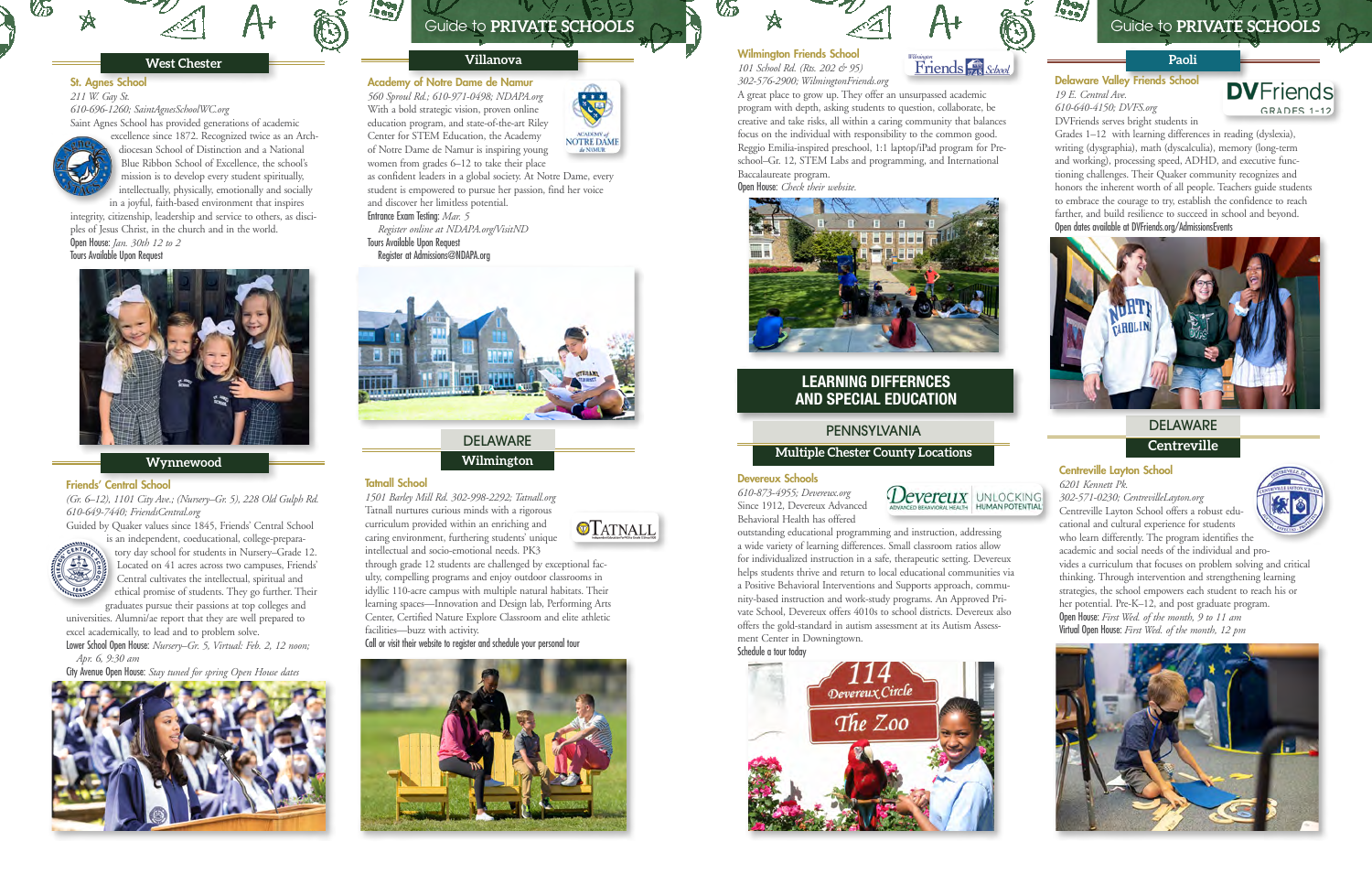## Guide to PRIVATE SCHOOLS

### West Chester

**St. Agnes School**
*211 W. Gay St.*
*610-696-1260; SaintAgnesSchoolWC.org*

Saint Agnes School has provided generations of academic excellence since 1872. Recognized twice as an Archdiocesan School of Distinction and a National Blue Ribbon School of Excellence, the school's mission is to develop every student spiritually, intellectually, physically, emotionally and socially in a joyful, faith-based environment that inspires integrity, citizenship, leadership and service to others, as disciples of Jesus Christ, in the church and in the world.

Open House: *Jan. 30th 12 to 2*
Tours Available Upon Request

### Wynnewood

**Friends' Central School**
*(Gr. 6–12), 1101 City Ave.; (Nursery–Gr. 5), 228 Old Gulph Rd.*
*610-649-7440; FriendsCentral.org*

Guided by Quaker values since 1845, Friends' Central School is an independent, coeducational, college-preparatory day school for students in Nursery–Grade 12. Located on 41 acres across two campuses, Friends' Central cultivates the intellectual, spiritual and ethical promise of students. They go further. Their graduates pursue their passions at top colleges and universities. Alumni/ae report that they are well prepared to excel academically, to lead and to problem solve.

Lower School Open House: *Nursery–Gr. 5, Virtual: Feb. 2, 12 noon; Apr. 6, 9:30 am*
City Avenue Open House: *Stay tuned for spring Open House dates*

### Villanova

**Academy of Notre Dame de Namur**
*560 Sproul Rd.; 610-971-0498; NDAPA.org*

With a bold strategic vision, proven online education program, and state-of-the-art Riley Center for STEM Education, the Academy of Notre Dame de Namur is inspiring young women from grades 6–12 to take their place as confident leaders in a global society. At Notre Dame, every student is empowered to pursue her passion, find her voice and discover her limitless potential.

Entrance Exam Testing: *Mar. 5*
*Register online at NDAPA.org/VisitND*
Tours Available Upon Request
Register at Admissions@NDAPA.org

### DELAWARE
### Wilmington

**Tatnall School**
*1501 Barley Mill Rd. 302-998-2292; Tatnall.org*

Tatnall nurtures curious minds with a rigorous curriculum provided within an enriching and caring environment, furthering students' unique intellectual and socio-emotional needs. PK3 through grade 12 students are challenged by exceptional faculty, compelling programs and enjoy outdoor classrooms in idyllic 110-acre campus with multiple natural habitats. Their learning spaces—Innovation and Design lab, Performing Arts Center, Certified Nature Explore Classroom and elite athletic facilities—buzz with activity.

Call or visit their website to register and schedule your personal tour

**Wilmington Friends School**
*101 School Rd. (Rts. 202 & 95)*
*302-576-2900; WilmingtonFriends.org*

A great place to grow up. They offer an unsurpassed academic program with depth, asking students to question, collaborate, be creative and take risks, all within a caring community that balances focus on the individual with responsibility to the common good. Reggio Emilia-inspired preschool, 1:1 laptop/iPad program for Pre-school–Gr. 12, STEM Labs and programming, and International Baccalaureate program.

Open House: *Check their website.*

## LEARNING DIFFERENCES AND SPECIAL EDUCATION

### PENNSYLVANIA
### Multiple Chester County Locations

**Devereux Schools**
*610-873-4955; Devereux.org*

Since 1912, Devereux Advanced Behavioral Health has offered outstanding educational programming and instruction, addressing a wide variety of learning differences. Small classroom ratios allow for individualized instruction in a safe, therapeutic setting. Devereux helps students thrive and return to local educational communities via a Positive Behavioral Interventions and Supports approach, community-based instruction and work-study programs. An Approved Private School, Devereux offers 4010s to school districts. Devereux also offers the gold-standard in autism assessment at its Autism Assessment Center in Downingtown.

Schedule a tour today

### Paoli

**Delaware Valley Friends School**
*19 E. Central Ave.*
*610-640-4150; DVFS.org*

DVFriends serves bright students in Grades 1–12 with learning differences in reading (dyslexia), writing (dysgraphia), math (dyscalculia), memory (long-term and working), processing speed, ADHD, and executive functioning challenges. Their Quaker community recognizes and honors the inherent worth of all people. Teachers guide students to embrace the courage to try, establish the confidence to reach farther, and build resilience to succeed in school and beyond.

Open dates available at DVFriends.org/AdmissionsEvents

### DELAWARE
### Centreville

**Centreville Layton School**
*6201 Kennett Pk.*
*302-571-0230; CentrevilleLayton.org*

Centreville Layton School offers a robust educational and cultural experience for students who learn differently. The program identifies the academic and social needs of the individual and provides a curriculum that focuses on problem solving and critical thinking. Through intervention and strengthening learning strategies, the school empowers each student to reach his or her potential. Pre-K–12, and post graduate program.

Open House: *First Wed. of the month, 9 to 11 am*
Virtual Open House: *First Wed. of the month, 12 pm*